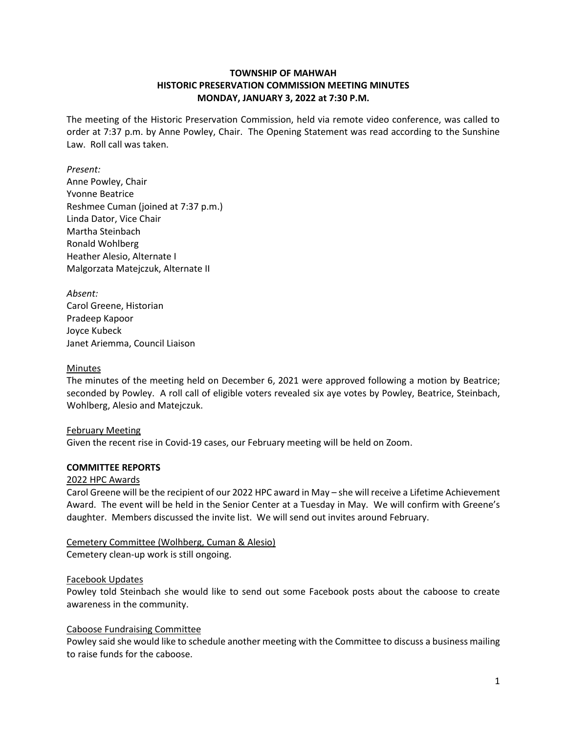# TOWNSHIP OF MAHWAH
## HISTORIC PRESERVATION COMMISSION MEETING MINUTES
## MONDAY, JANUARY 3, 2022 at 7:30 P.M.

The meeting of the Historic Preservation Commission, held via remote video conference, was called to order at 7:37 p.m. by Anne Powley, Chair. The Opening Statement was read according to the Sunshine Law. Roll call was taken.

*Present:*
Anne Powley, Chair
Yvonne Beatrice
Reshmee Cuman (joined at 7:37 p.m.)
Linda Dator, Vice Chair
Martha Steinbach
Ronald Wohlberg
Heather Alesio, Alternate I
Malgorzata Matejczuk, Alternate II

*Absent:*
Carol Greene, Historian
Pradeep Kapoor
Joyce Kubeck
Janet Ariemma, Council Liaison

<u>Minutes</u>
The minutes of the meeting held on December 6, 2021 were approved following a motion by Beatrice; seconded by Powley. A roll call of eligible voters revealed six aye votes by Powley, Beatrice, Steinbach, Wohlberg, Alesio and Matejczuk.

<u>February Meeting</u>
Given the recent rise in Covid-19 cases, our February meeting will be held on Zoom.

**COMMITTEE REPORTS**

<u>2022 HPC Awards</u>
Carol Greene will be the recipient of our 2022 HPC award in May – she will receive a Lifetime Achievement Award. The event will be held in the Senior Center at a Tuesday in May. We will confirm with Greene's daughter. Members discussed the invite list. We will send out invites around February.

<u>Cemetery Committee (Wolhberg, Cuman & Alesio)</u>
Cemetery clean-up work is still ongoing.

<u>Facebook Updates</u>
Powley told Steinbach she would like to send out some Facebook posts about the caboose to create awareness in the community.

<u>Caboose Fundraising Committee</u>
Powley said she would like to schedule another meeting with the Committee to discuss a business mailing to raise funds for the caboose.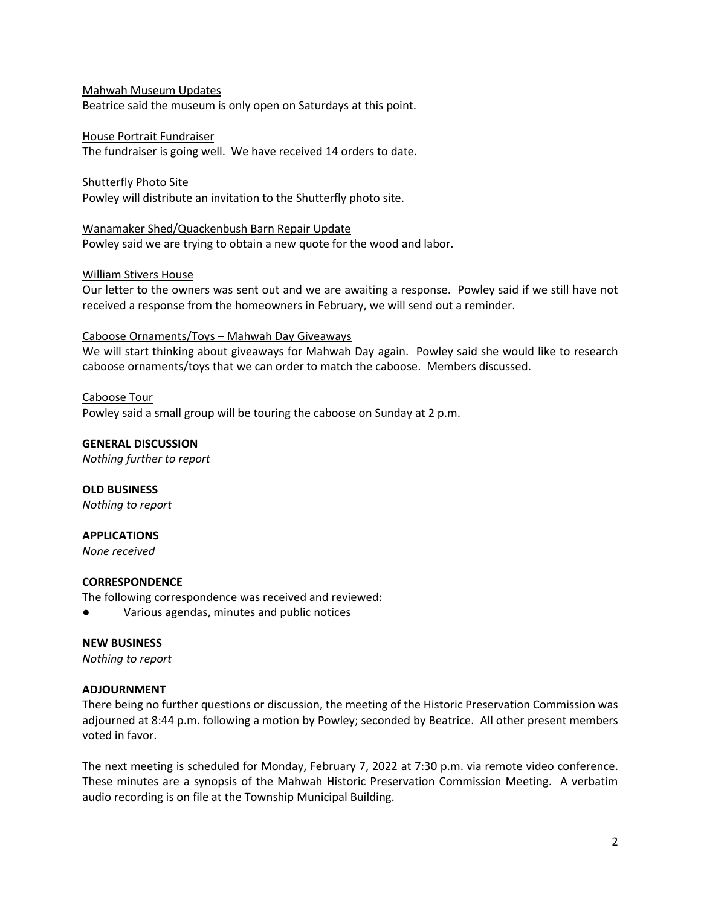Mahwah Museum Updates

Beatrice said the museum is only open on Saturdays at this point.

House Portrait Fundraiser

The fundraiser is going well. We have received 14 orders to date.

Shutterfly Photo Site

Powley will distribute an invitation to the Shutterfly photo site.

Wanamaker Shed/Quackenbush Barn Repair Update

Powley said we are trying to obtain a new quote for the wood and labor.

William Stivers House

Our letter to the owners was sent out and we are awaiting a response. Powley said if we still have not received a response from the homeowners in February, we will send out a reminder.

Caboose Ornaments/Toys – Mahwah Day Giveaways

We will start thinking about giveaways for Mahwah Day again. Powley said she would like to research caboose ornaments/toys that we can order to match the caboose. Members discussed.

Caboose Tour

Powley said a small group will be touring the caboose on Sunday at 2 p.m.

**GENERAL DISCUSSION**

*Nothing further to report*

**OLD BUSINESS**

*Nothing to report*

**APPLICATIONS**

*None received*

**CORRESPONDENCE**

The following correspondence was received and reviewed:

- Various agendas, minutes and public notices

**NEW BUSINESS**

*Nothing to report*

**ADJOURNMENT**

There being no further questions or discussion, the meeting of the Historic Preservation Commission was adjourned at 8:44 p.m. following a motion by Powley; seconded by Beatrice. All other present members voted in favor.

The next meeting is scheduled for Monday, February 7, 2022 at 7:30 p.m. via remote video conference. These minutes are a synopsis of the Mahwah Historic Preservation Commission Meeting. A verbatim audio recording is on file at the Township Municipal Building.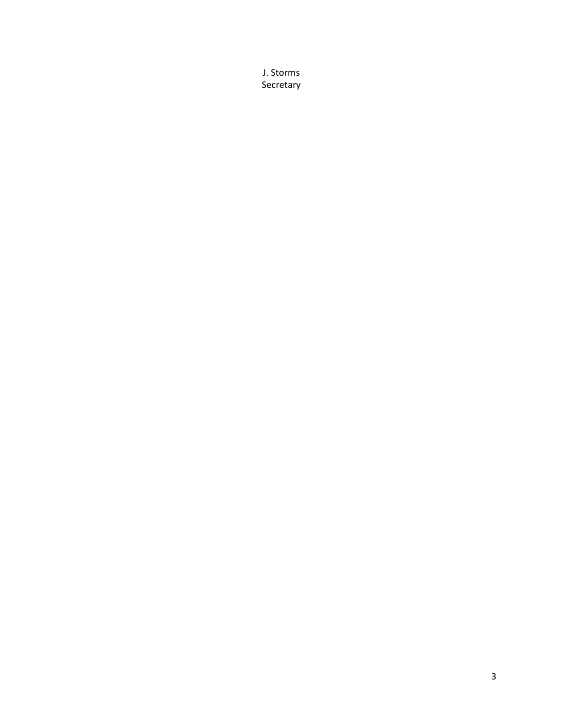J. Storms
Secretary